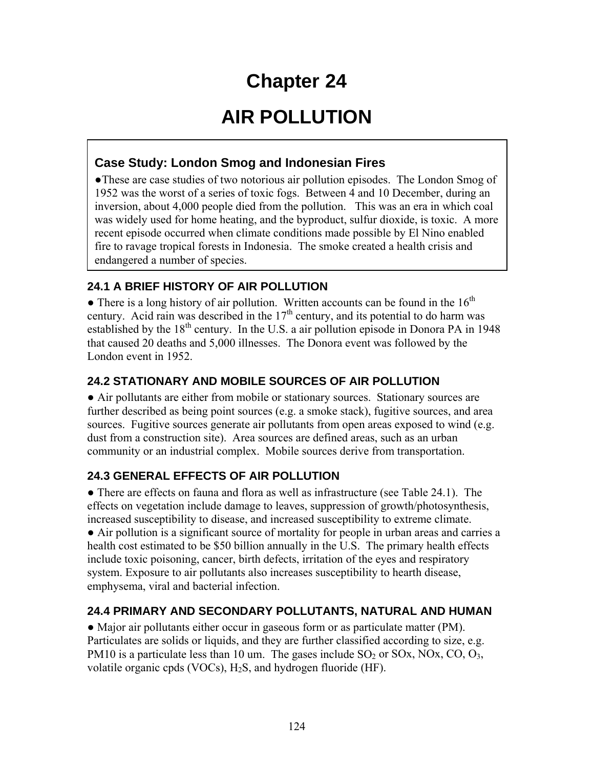# Chapter 24

# AIR POLLUTION

### Case Study: London Smog and Indonesian Fires

●These are case studies of two notorious air pollution episodes. The London Smog of 1952 was the worst of a series of toxic fogs. Between 4 and 10 December, during an inversion, about 4,000 people died from the pollution. This was an era in which coal was widely used for home heating, and the byproduct, sulfur dioxide, is toxic. A more recent episode occurred when climate conditions made possible by El Nino enabled fire to ravage tropical forests in Indonesia. The smoke created a health crisis and endangered a number of species.

### 24.1 A BRIEF HISTORY OF AIR POLLUTION

● There is a long history of air pollution. Written accounts can be found in the $16^{th}$ century. Acid rain was described in the $17^{th}$ century, and its potential to do harm was established by the $18^{th}$ century. In the U.S. a air pollution episode in Donora PA in 1948 that caused 20 deaths and 5,000 illnesses. The Donora event was followed by the London event in 1952.

### 24.2 STATIONARY AND MOBILE SOURCES OF AIR POLLUTION

● Air pollutants are either from mobile or stationary sources. Stationary sources are further described as being point sources (e.g. a smoke stack), fugitive sources, and area sources. Fugitive sources generate air pollutants from open areas exposed to wind (e.g. dust from a construction site). Area sources are defined areas, such as an urban community or an industrial complex. Mobile sources derive from transportation.

### 24.3 GENERAL EFFECTS OF AIR POLLUTION

● There are effects on fauna and flora as well as infrastructure (see Table 24.1). The effects on vegetation include damage to leaves, suppression of growth/photosynthesis, increased susceptibility to disease, and increased susceptibility to extreme climate.

● Air pollution is a significant source of mortality for people in urban areas and carries a health cost estimated to be $50 billion annually in the U.S. The primary health effects include toxic poisoning, cancer, birth defects, irritation of the eyes and respiratory system. Exposure to air pollutants also increases susceptibility to hearth disease, emphysema, viral and bacterial infection.

### 24.4 PRIMARY AND SECONDARY POLLUTANTS, NATURAL AND HUMAN

● Major air pollutants either occur in gaseous form or as particulate matter (PM). Particulates are solids or liquids, and they are further classified according to size, e.g. PM10 is a particulate less than 10 um. The gases include $SO_2$ or SOx, NOx, CO, $O_3$, volatile organic cpds (VOCs), $H_2S$, and hydrogen fluoride (HF).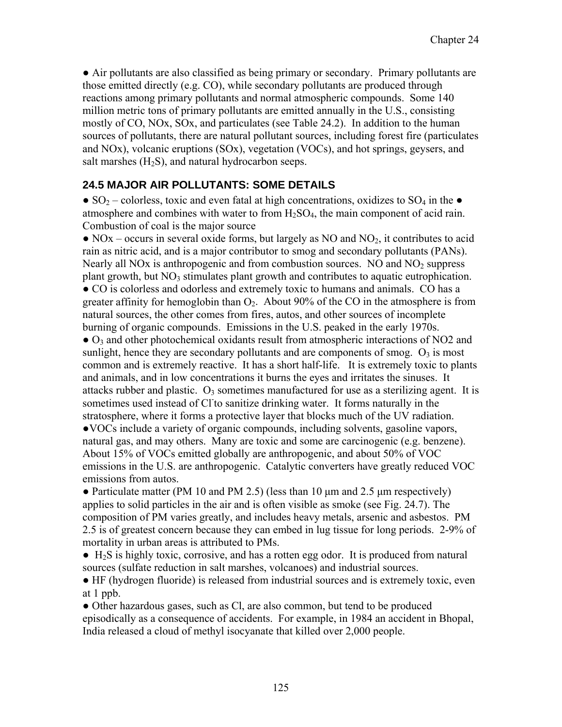● Air pollutants are also classified as being primary or secondary. Primary pollutants are those emitted directly (e.g. CO), while secondary pollutants are produced through reactions among primary pollutants and normal atmospheric compounds. Some 140 million metric tons of primary pollutants are emitted annually in the U.S., consisting mostly of CO, NOx, SOx, and particulates (see Table 24.2). In addition to the human sources of pollutants, there are natural pollutant sources, including forest fire (particulates and NOx), volcanic eruptions (SOx), vegetation (VOCs), and hot springs, geysers, and salt marshes ($H_2S$), and natural hydrocarbon seeps.

### 24.5 MAJOR AIR POLLUTANTS: SOME DETAILS

● $SO_2$ – colorless, toxic and even fatal at high concentrations, oxidizes to $SO_4$ in the ● atmosphere and combines with water to from $H_2SO_4$, the main component of acid rain. Combustion of coal is the major source

● NOx – occurs in several oxide forms, but largely as NO and $NO_2$, it contributes to acid rain as nitric acid, and is a major contributor to smog and secondary pollutants (PANs). Nearly all NOx is anthropogenic and from combustion sources. NO and $NO_2$ suppress plant growth, but $NO_3$ stimulates plant growth and contributes to aquatic eutrophication.

● CO is colorless and odorless and extremely toxic to humans and animals. CO has a greater affinity for hemoglobin than $O_2$. About 90% of the CO in the atmosphere is from natural sources, the other comes from fires, autos, and other sources of incomplete burning of organic compounds. Emissions in the U.S. peaked in the early 1970s.

● $O_3$ and other photochemical oxidants result from atmospheric interactions of NO2 and sunlight, hence they are secondary pollutants and are components of smog. $O_3$ is most common and is extremely reactive. It has a short half-life. It is extremely toxic to plants and animals, and in low concentrations it burns the eyes and irritates the sinuses. It attacks rubber and plastic. $O_3$ sometimes manufactured for use as a sterilizing agent. It is sometimes used instead of $Cl^-$ to sanitize drinking water. It forms naturally in the stratosphere, where it forms a protective layer that blocks much of the UV radiation.

●VOCs include a variety of organic compounds, including solvents, gasoline vapors, natural gas, and may others. Many are toxic and some are carcinogenic (e.g. benzene). About 15% of VOCs emitted globally are anthropogenic, and about 50% of VOC emissions in the U.S. are anthropogenic. Catalytic converters have greatly reduced VOC emissions from autos.

● Particulate matter (PM 10 and PM 2.5) (less than 10 μm and 2.5 μm respectively) applies to solid particles in the air and is often visible as smoke (see Fig. 24.7). The composition of PM varies greatly, and includes heavy metals, arsenic and asbestos. PM 2.5 is of greatest concern because they can embed in lug tissue for long periods. 2-9% of mortality in urban areas is attributed to PMs.

● $H_2S$ is highly toxic, corrosive, and has a rotten egg odor. It is produced from natural sources (sulfate reduction in salt marshes, volcanoes) and industrial sources.

● HF (hydrogen fluoride) is released from industrial sources and is extremely toxic, even at 1 ppb.

● Other hazardous gases, such as Cl, are also common, but tend to be produced episodically as a consequence of accidents. For example, in 1984 an accident in Bhopal, India released a cloud of methyl isocyanate that killed over 2,000 people.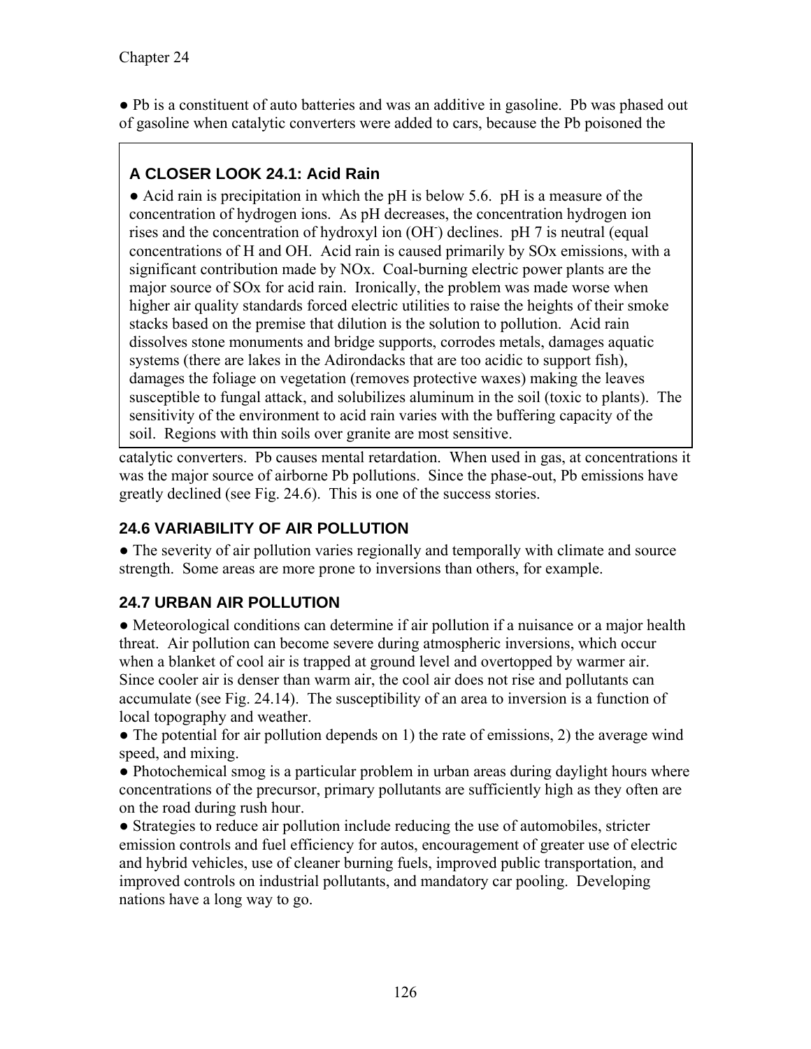● Pb is a constituent of auto batteries and was an additive in gasoline. Pb was phased out of gasoline when catalytic converters were added to cars, because the Pb poisoned the catalytic converters. Pb causes mental retardation. When used in gas, at concentrations it was the major source of airborne Pb pollutions. Since the phase-out, Pb emissions have greatly declined (see Fig. 24.6). This is one of the success stories.

> ### A CLOSER LOOK 24.1: Acid Rain
>
> ● Acid rain is precipitation in which the pH is below 5.6. pH is a measure of the concentration of hydrogen ions. As pH decreases, the concentration hydrogen ion rises and the concentration of hydroxyl ion ($OH^-$) declines. pH 7 is neutral (equal concentrations of H and OH. Acid rain is caused primarily by SOx emissions, with a significant contribution made by NOx. Coal-burning electric power plants are the major source of SOx for acid rain. Ironically, the problem was made worse when higher air quality standards forced electric utilities to raise the heights of their smoke stacks based on the premise that dilution is the solution to pollution. Acid rain dissolves stone monuments and bridge supports, corrodes metals, damages aquatic systems (there are lakes in the Adirondacks that are too acidic to support fish), damages the foliage on vegetation (removes protective waxes) making the leaves susceptible to fungal attack, and solubilizes aluminum in the soil (toxic to plants). The sensitivity of the environment to acid rain varies with the buffering capacity of the soil. Regions with thin soils over granite are most sensitive.

## 24.6 VARIABILITY OF AIR POLLUTION

● The severity of air pollution varies regionally and temporally with climate and source strength. Some areas are more prone to inversions than others, for example.

## 24.7 URBAN AIR POLLUTION

● Meteorological conditions can determine if air pollution if a nuisance or a major health threat. Air pollution can become severe during atmospheric inversions, which occur when a blanket of cool air is trapped at ground level and overtopped by warmer air. Since cooler air is denser than warm air, the cool air does not rise and pollutants can accumulate (see Fig. 24.14). The susceptibility of an area to inversion is a function of local topography and weather.

● The potential for air pollution depends on 1) the rate of emissions, 2) the average wind speed, and mixing.

● Photochemical smog is a particular problem in urban areas during daylight hours where concentrations of the precursor, primary pollutants are sufficiently high as they often are on the road during rush hour.

● Strategies to reduce air pollution include reducing the use of automobiles, stricter emission controls and fuel efficiency for autos, encouragement of greater use of electric and hybrid vehicles, use of cleaner burning fuels, improved public transportation, and improved controls on industrial pollutants, and mandatory car pooling. Developing nations have a long way to go.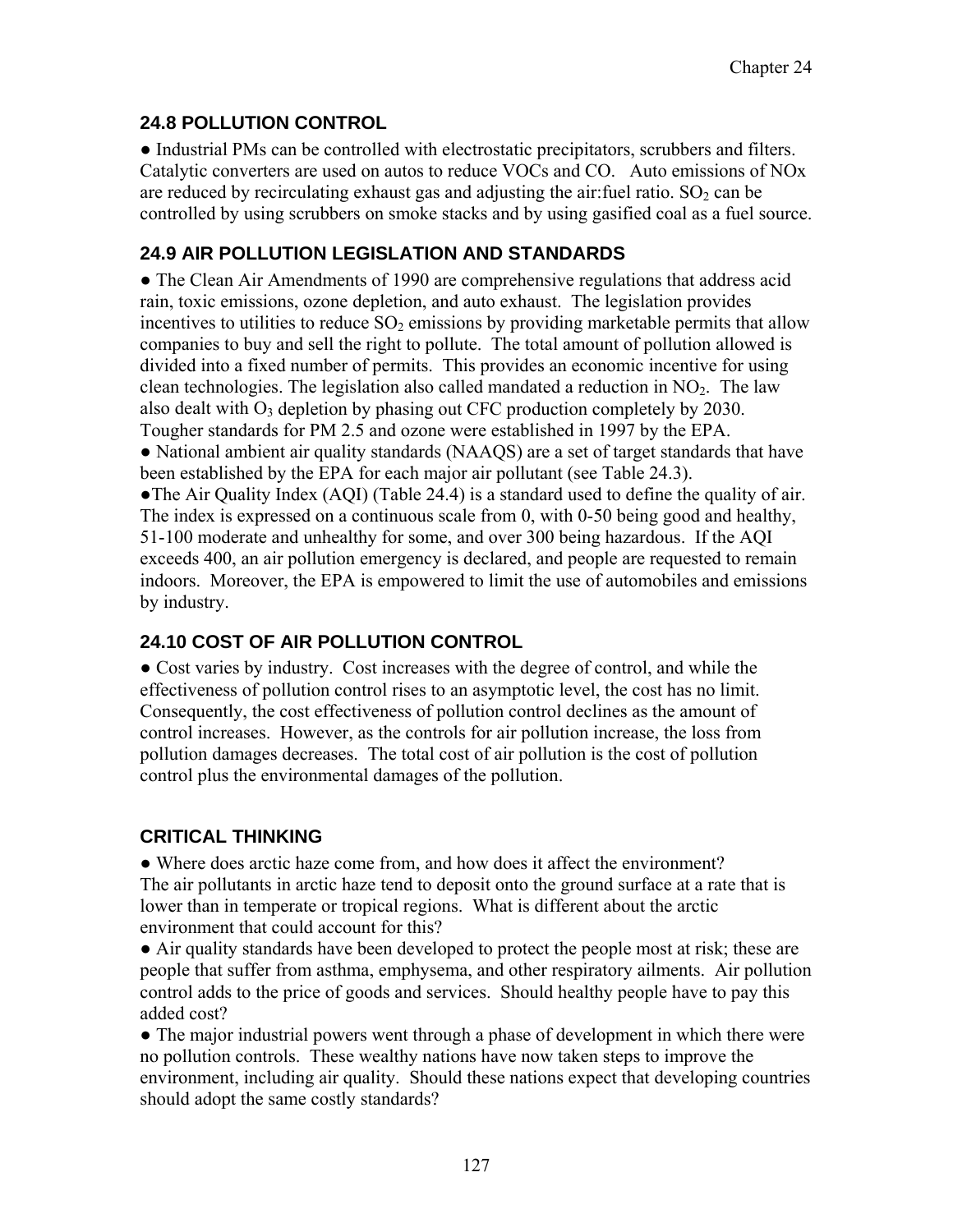## 24.8 POLLUTION CONTROL

● Industrial PMs can be controlled with electrostatic precipitators, scrubbers and filters. Catalytic converters are used on autos to reduce VOCs and CO. Auto emissions of NOx are reduced by recirculating exhaust gas and adjusting the air:fuel ratio. $SO_2$ can be controlled by using scrubbers on smoke stacks and by using gasified coal as a fuel source.

## 24.9 AIR POLLUTION LEGISLATION AND STANDARDS

● The Clean Air Amendments of 1990 are comprehensive regulations that address acid rain, toxic emissions, ozone depletion, and auto exhaust. The legislation provides incentives to utilities to reduce $SO_2$ emissions by providing marketable permits that allow companies to buy and sell the right to pollute. The total amount of pollution allowed is divided into a fixed number of permits. This provides an economic incentive for using clean technologies. The legislation also called mandated a reduction in $NO_2$. The law also dealt with $O_3$ depletion by phasing out CFC production completely by 2030. Tougher standards for PM 2.5 and ozone were established in 1997 by the EPA.

● National ambient air quality standards (NAAQS) are a set of target standards that have been established by the EPA for each major air pollutant (see Table 24.3).

●The Air Quality Index (AQI) (Table 24.4) is a standard used to define the quality of air. The index is expressed on a continuous scale from 0, with 0-50 being good and healthy, 51-100 moderate and unhealthy for some, and over 300 being hazardous. If the AQI exceeds 400, an air pollution emergency is declared, and people are requested to remain indoors. Moreover, the EPA is empowered to limit the use of automobiles and emissions by industry.

## 24.10 COST OF AIR POLLUTION CONTROL

● Cost varies by industry. Cost increases with the degree of control, and while the effectiveness of pollution control rises to an asymptotic level, the cost has no limit. Consequently, the cost effectiveness of pollution control declines as the amount of control increases. However, as the controls for air pollution increase, the loss from pollution damages decreases. The total cost of air pollution is the cost of pollution control plus the environmental damages of the pollution.

## CRITICAL THINKING

● Where does arctic haze come from, and how does it affect the environment? The air pollutants in arctic haze tend to deposit onto the ground surface at a rate that is lower than in temperate or tropical regions. What is different about the arctic environment that could account for this?

● Air quality standards have been developed to protect the people most at risk; these are people that suffer from asthma, emphysema, and other respiratory ailments. Air pollution control adds to the price of goods and services. Should healthy people have to pay this added cost?

● The major industrial powers went through a phase of development in which there were no pollution controls. These wealthy nations have now taken steps to improve the environment, including air quality. Should these nations expect that developing countries should adopt the same costly standards?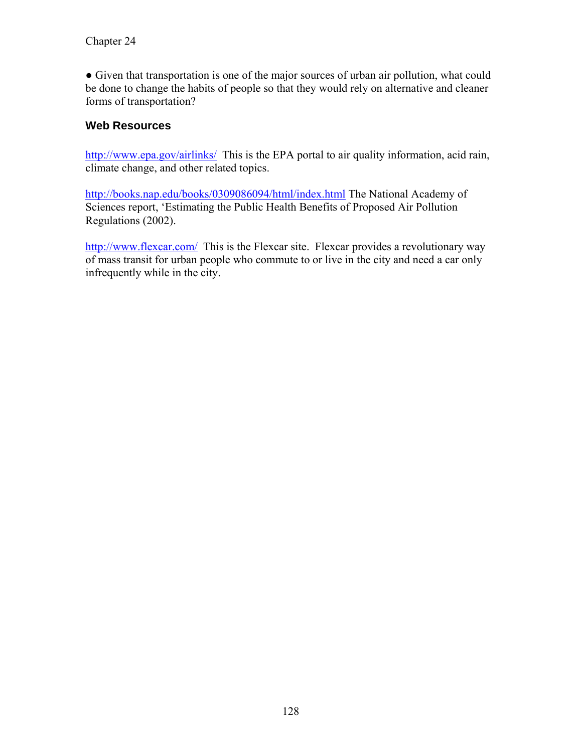● Given that transportation is one of the major sources of urban air pollution, what could be done to change the habits of people so that they would rely on alternative and cleaner forms of transportation?

### Web Resources

http://www.epa.gov/airlinks/ This is the EPA portal to air quality information, acid rain, climate change, and other related topics.

http://books.nap.edu/books/0309086094/html/index.html The National Academy of Sciences report, 'Estimating the Public Health Benefits of Proposed Air Pollution Regulations (2002).

http://www.flexcar.com/ This is the Flexcar site. Flexcar provides a revolutionary way of mass transit for urban people who commute to or live in the city and need a car only infrequently while in the city.